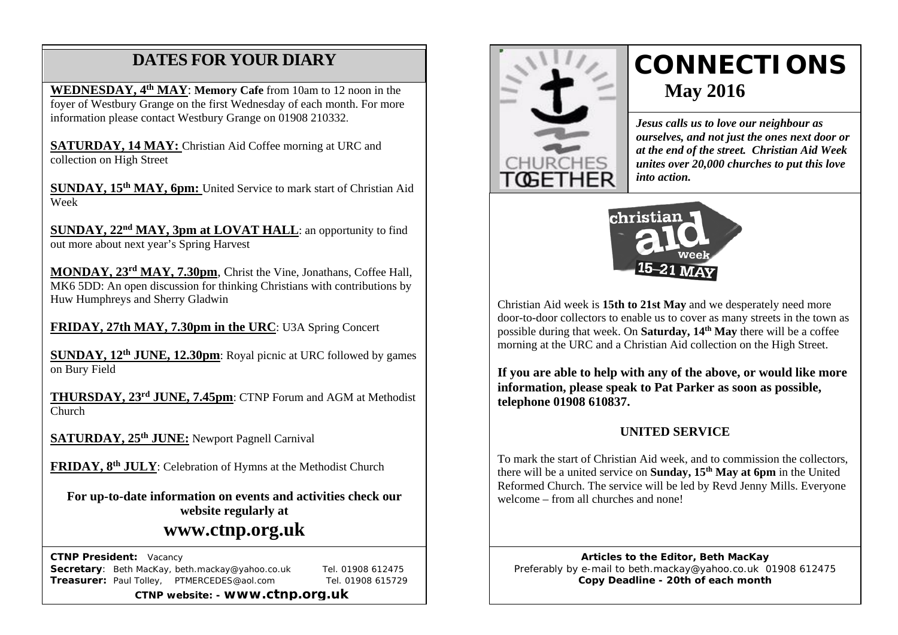## DATES FOR YOUR DIARY

**WEDNESDAY, 4th MAY**: **Memory Cafe** from 10am to 12 noon in the foyer of Westbury Grange on the first Wednesday of each month. For more information please contact Westbury Grange on 01908 210332.

**SATURDAY, 14 MAY:** Christian Aid Coffee morning at URC and collection on High Street

**SUNDAY, 15th MAY, 6pm:** United Service to mark start of Christian Aid Week

**SUNDAY, 22nd MAY, 3pm at LOVAT HALL**: an opportunity to find out more about next year's Spring Harvest

**MONDAY, 23rd MAY, 7.30pm**, Christ the Vine, Jonathans, Coffee Hall, MK6 5DD: An open discussion for thinking Christians with contributions by Huw Humphreys and Sherry Gladwin

**FRIDAY, 27th MAY, 7.30pm in the URC**: U3A Spring Concert

**SUNDAY, 12th JUNE, 12.30pm**: Royal picnic at URC followed by games on Bury Field

**THURSDAY, 23rd JUNE, 7.45pm**: CTNP Forum and AGM at Methodist Church

**SATURDAY, 25th JUNE:** Newport Pagnell Carnival

**FRIDAY, 8th JULY**: Celebration of Hymns at the Methodist Church

**For up-to-date information on events and activities check our website regularly at**

## www.ctnp.org.uk

**CTNP President:** Vacancy
**Secretary**: Beth MacKay, beth.mackay@yahoo.co.uk Tel. 01908 612475
**Treasurer:** Paul Tolley, PTMERCEDES@aol.com Tel. 01908 615729

**CTNP website: - www.ctnp.org.uk**

# CONNECTIONS

## May 2016

CHURCHES TOGETHER

***Jesus calls us to love our neighbour as ourselves, and not just the ones next door or at the end of the street. Christian Aid Week unites over 20,000 churches to put this love into action.***

christian aid week 15–21 MAY

Christian Aid week is **15th to 21st May** and we desperately need more door-to-door collectors to enable us to cover as many streets in the town as possible during that week. On **Saturday, 14th May** there will be a coffee morning at the URC and a Christian Aid collection on the High Street.

**If you are able to help with any of the above, or would like more information, please speak to Pat Parker as soon as possible, telephone 01908 610837.**

### UNITED SERVICE

To mark the start of Christian Aid week, and to commission the collectors, there will be a united service on **Sunday, 15th May at 6pm** in the United Reformed Church. The service will be led by Revd Jenny Mills. Everyone welcome – from all churches and none!

**Articles to the Editor, Beth MacKay**
Preferably by e-mail to beth.mackay@yahoo.co.uk 01908 612475
**Copy Deadline - 20th of each month**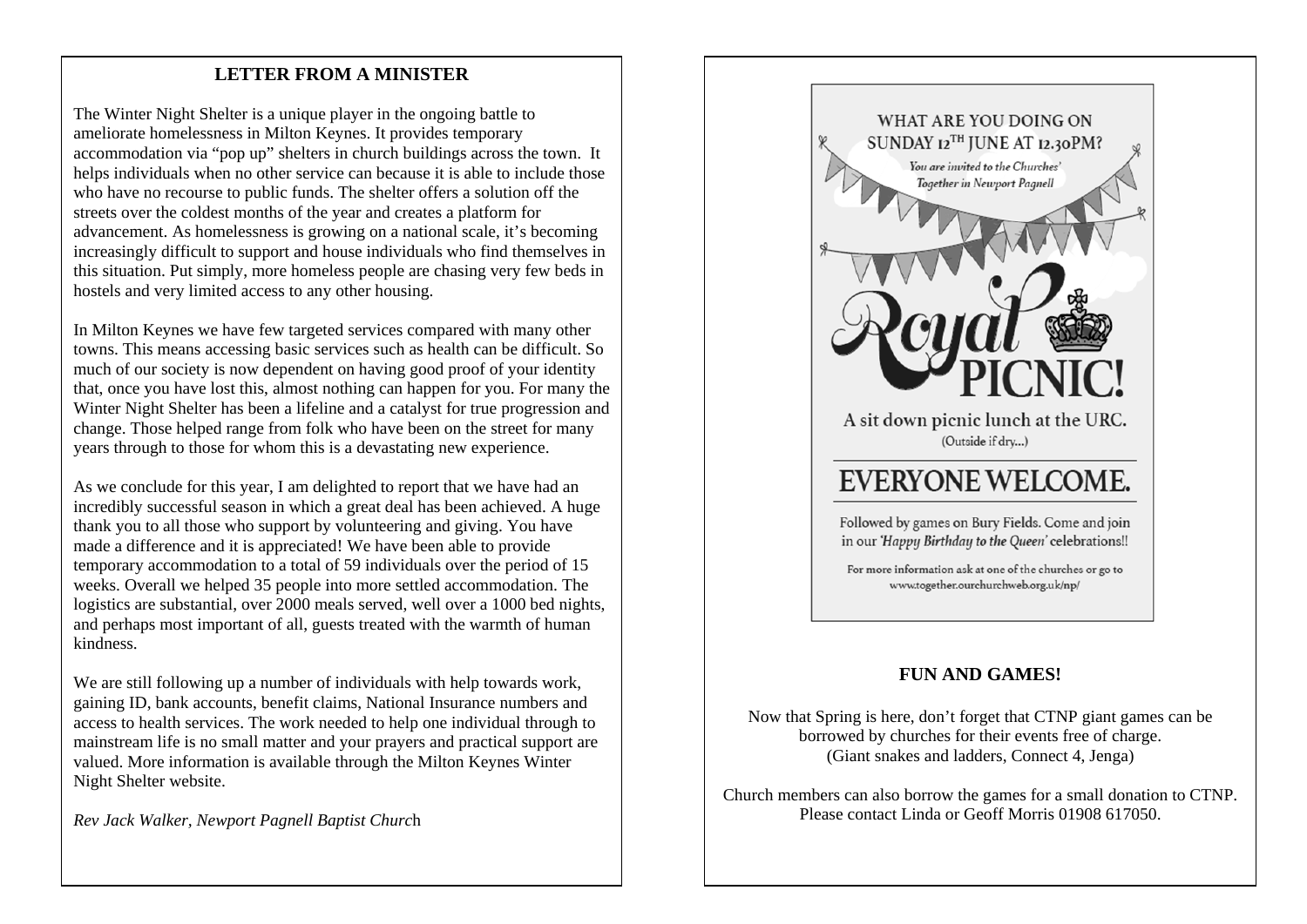## LETTER FROM A MINISTER

The Winter Night Shelter is a unique player in the ongoing battle to ameliorate homelessness in Milton Keynes. It provides temporary accommodation via "pop up" shelters in church buildings across the town. It helps individuals when no other service can because it is able to include those who have no recourse to public funds. The shelter offers a solution off the streets over the coldest months of the year and creates a platform for advancement. As homelessness is growing on a national scale, it's becoming increasingly difficult to support and house individuals who find themselves in this situation. Put simply, more homeless people are chasing very few beds in hostels and very limited access to any other housing.

In Milton Keynes we have few targeted services compared with many other towns. This means accessing basic services such as health can be difficult. So much of our society is now dependent on having good proof of your identity that, once you have lost this, almost nothing can happen for you. For many the Winter Night Shelter has been a lifeline and a catalyst for true progression and change. Those helped range from folk who have been on the street for many years through to those for whom this is a devastating new experience.

As we conclude for this year, I am delighted to report that we have had an incredibly successful season in which a great deal has been achieved. A huge thank you to all those who support by volunteering and giving. You have made a difference and it is appreciated! We have been able to provide temporary accommodation to a total of 59 individuals over the period of 15 weeks. Overall we helped 35 people into more settled accommodation. The logistics are substantial, over 2000 meals served, well over a 1000 bed nights, and perhaps most important of all, guests treated with the warmth of human kindness.

We are still following up a number of individuals with help towards work, gaining ID, bank accounts, benefit claims, National Insurance numbers and access to health services. The work needed to help one individual through to mainstream life is no small matter and your prayers and practical support are valued. More information is available through the Milton Keynes Winter Night Shelter website.

*Rev Jack Walker, Newport Pagnell Baptist Church*

WHAT ARE YOU DOING ON SUNDAY 12TH JUNE AT 12.30PM?

*You are invited to the Churches' Together in Newport Pagnell*

# Royal PICNIC!

A sit down picnic lunch at the URC. (Outside if dry...)

## EVERYONE WELCOME.

Followed by games on Bury Fields. Come and join in our *'Happy Birthday to the Queen'* celebrations!!

For more information ask at one of the churches or go to www.together.ourchurchweb.org.uk/np/

## FUN AND GAMES!

Now that Spring is here, don't forget that CTNP giant games can be borrowed by churches for their events free of charge. (Giant snakes and ladders, Connect 4, Jenga)

Church members can also borrow the games for a small donation to CTNP. Please contact Linda or Geoff Morris 01908 617050.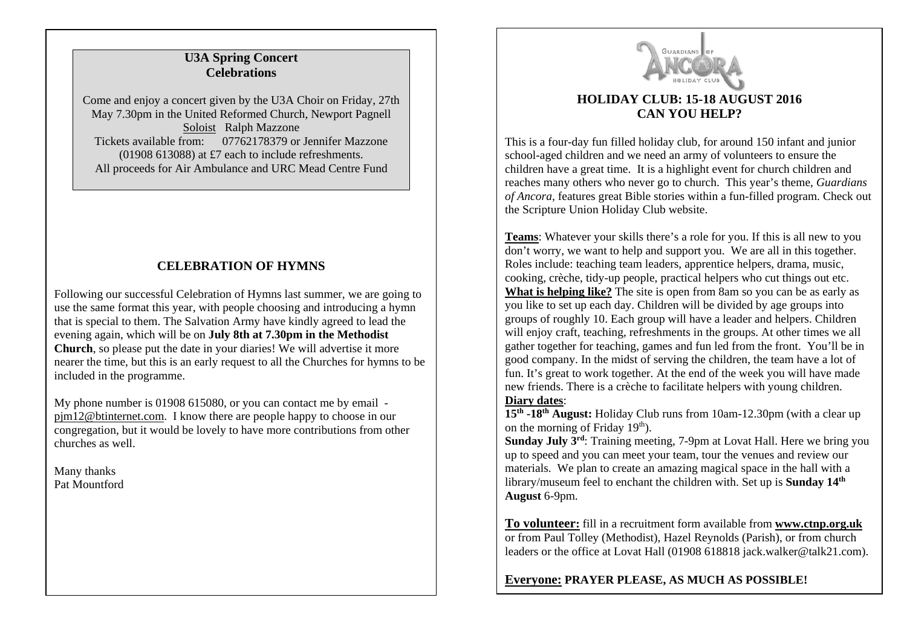**U3A Spring Concert**
**Celebrations**

Come and enjoy a concert given by the U3A Choir on Friday, 27th May 7.30pm in the United Reformed Church, Newport Pagnell
Soloist Ralph Mazzone
Tickets available from: 07762178379 or Jennifer Mazzone (01908 613088) at £7 each to include refreshments.
All proceeds for Air Ambulance and URC Mead Centre Fund

## CELEBRATION OF HYMNS

Following our successful Celebration of Hymns last summer, we are going to use the same format this year, with people choosing and introducing a hymn that is special to them. The Salvation Army have kindly agreed to lead the evening again, which will be on **July 8th at 7.30pm in the Methodist Church**, so please put the date in your diaries! We will advertise it more nearer the time, but this is an early request to all the Churches for hymns to be included in the programme.

My phone number is 01908 615080, or you can contact me by email - pjm12@btinternet.com. I know there are people happy to choose in our congregation, but it would be lovely to have more contributions from other churches as well.

Many thanks
Pat Mountford

## HOLIDAY CLUB: 15-18 AUGUST 2016
## CAN YOU HELP?

This is a four-day fun filled holiday club, for around 150 infant and junior school-aged children and we need an army of volunteers to ensure the children have a great time. It is a highlight event for church children and reaches many others who never go to church. This year's theme, *Guardians of Ancora,* features great Bible stories within a fun-filled program. Check out the Scripture Union Holiday Club website.

**Teams**: Whatever your skills there's a role for you. If this is all new to you don't worry, we want to help and support you. We are all in this together. Roles include: teaching team leaders, apprentice helpers, drama, music, cooking, crèche, tidy-up people, practical helpers who cut things out etc.
**What is helping like?** The site is open from 8am so you can be as early as you like to set up each day. Children will be divided by age groups into groups of roughly 10. Each group will have a leader and helpers. Children will enjoy craft, teaching, refreshments in the groups. At other times we all gather together for teaching, games and fun led from the front. You'll be in good company. In the midst of serving the children, the team have a lot of fun. It's great to work together. At the end of the week you will have made new friends. There is a crèche to facilitate helpers with young children.
**Diary dates**:
**15th -18th August:** Holiday Club runs from 10am-12.30pm (with a clear up on the morning of Friday 19th).
**Sunday July 3rd**: Training meeting, 7-9pm at Lovat Hall. Here we bring you up to speed and you can meet your team, tour the venues and review our materials. We plan to create an amazing magical space in the hall with a library/museum feel to enchant the children with. Set up is **Sunday 14th August** 6-9pm.

**To volunteer:** fill in a recruitment form available from **www.ctnp.org.uk** or from Paul Tolley (Methodist), Hazel Reynolds (Parish), or from church leaders or the office at Lovat Hall (01908 618818 jack.walker@talk21.com).

**Everyone: PRAYER PLEASE, AS MUCH AS POSSIBLE!**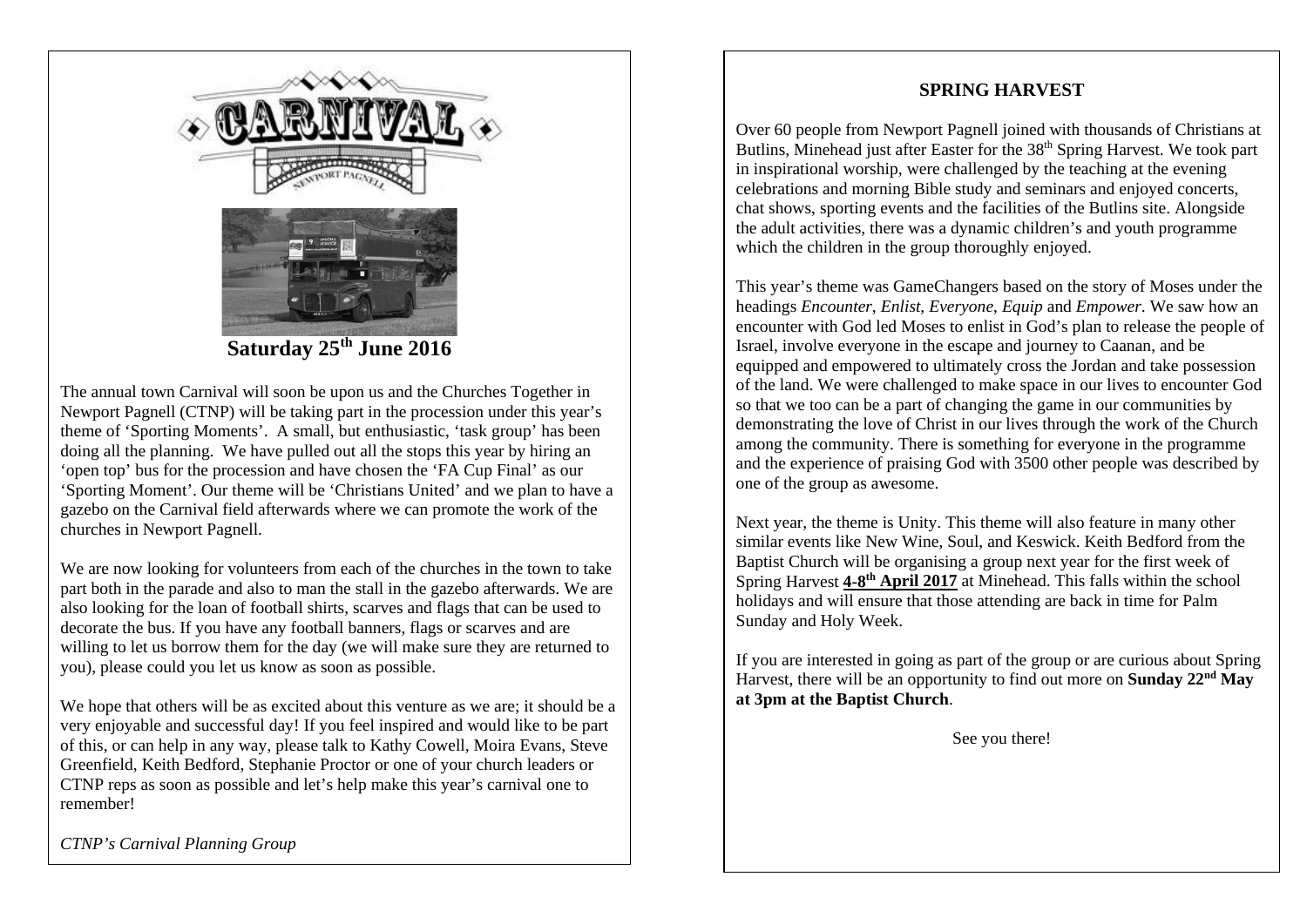# CARNIVAL

NEWPORT PAGNELL

**Saturday 25th June 2016**

The annual town Carnival will soon be upon us and the Churches Together in Newport Pagnell (CTNP) will be taking part in the procession under this year's theme of 'Sporting Moments'. A small, but enthusiastic, 'task group' has been doing all the planning. We have pulled out all the stops this year by hiring an 'open top' bus for the procession and have chosen the 'FA Cup Final' as our 'Sporting Moment'. Our theme will be 'Christians United' and we plan to have a gazebo on the Carnival field afterwards where we can promote the work of the churches in Newport Pagnell.

We are now looking for volunteers from each of the churches in the town to take part both in the parade and also to man the stall in the gazebo afterwards. We are also looking for the loan of football shirts, scarves and flags that can be used to decorate the bus. If you have any football banners, flags or scarves and are willing to let us borrow them for the day (we will make sure they are returned to you), please could you let us know as soon as possible.

We hope that others will be as excited about this venture as we are; it should be a very enjoyable and successful day! If you feel inspired and would like to be part of this, or can help in any way, please talk to Kathy Cowell, Moira Evans, Steve Greenfield, Keith Bedford, Stephanie Proctor or one of your church leaders or CTNP reps as soon as possible and let's help make this year's carnival one to remember!

*CTNP's Carnival Planning Group*

## SPRING HARVEST

Over 60 people from Newport Pagnell joined with thousands of Christians at Butlins, Minehead just after Easter for the 38th Spring Harvest. We took part in inspirational worship, were challenged by the teaching at the evening celebrations and morning Bible study and seminars and enjoyed concerts, chat shows, sporting events and the facilities of the Butlins site. Alongside the adult activities, there was a dynamic children's and youth programme which the children in the group thoroughly enjoyed.

This year's theme was GameChangers based on the story of Moses under the headings *Encounter*, *Enlist*, *Everyone*, *Equip* and *Empower*. We saw how an encounter with God led Moses to enlist in God's plan to release the people of Israel, involve everyone in the escape and journey to Caanan, and be equipped and empowered to ultimately cross the Jordan and take possession of the land. We were challenged to make space in our lives to encounter God so that we too can be a part of changing the game in our communities by demonstrating the love of Christ in our lives through the work of the Church among the community. There is something for everyone in the programme and the experience of praising God with 3500 other people was described by one of the group as awesome.

Next year, the theme is Unity. This theme will also feature in many other similar events like New Wine, Soul, and Keswick. Keith Bedford from the Baptist Church will be organising a group next year for the first week of Spring Harvest **4-8th April 2017** at Minehead. This falls within the school holidays and will ensure that those attending are back in time for Palm Sunday and Holy Week.

If you are interested in going as part of the group or are curious about Spring Harvest, there will be an opportunity to find out more on **Sunday 22nd May at 3pm at the Baptist Church**.

See you there!